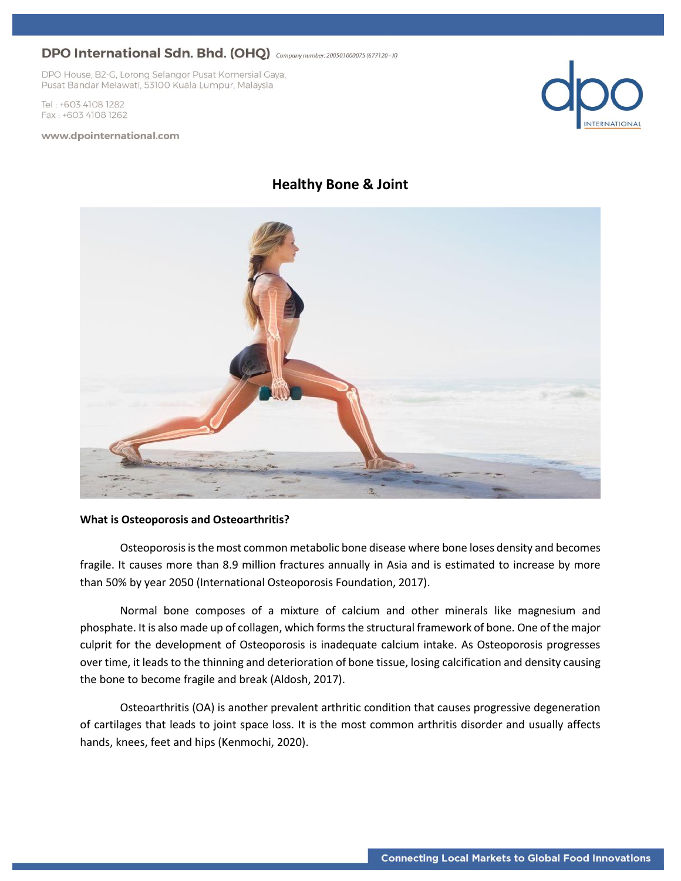DPO International Sdn. Bhd. (OHQ) *Company number: 200501000075 (677120 - X)*

DPO House, B2-G, Lorong Selangor Pusat Komersial Gaya, Pusat Bandar Melawati, 53100 Kuala Lumpur, Malaysia

Tel : +603 4108 1282
Fax : +603 4108 1262

www.dpointernational.com

# Healthy Bone & Joint

**What is Osteoporosis and Osteoarthritis?**

Osteoporosis is the most common metabolic bone disease where bone loses density and becomes fragile. It causes more than 8.9 million fractures annually in Asia and is estimated to increase by more than 50% by year 2050 (International Osteoporosis Foundation, 2017).

Normal bone composes of a mixture of calcium and other minerals like magnesium and phosphate. It is also made up of collagen, which forms the structural framework of bone. One of the major culprit for the development of Osteoporosis is inadequate calcium intake. As Osteoporosis progresses over time, it leads to the thinning and deterioration of bone tissue, losing calcification and density causing the bone to become fragile and break (Aldosh, 2017).

Osteoarthritis (OA) is another prevalent arthritic condition that causes progressive degeneration of cartilages that leads to joint space loss. It is the most common arthritis disorder and usually affects hands, knees, feet and hips (Kenmochi, 2020).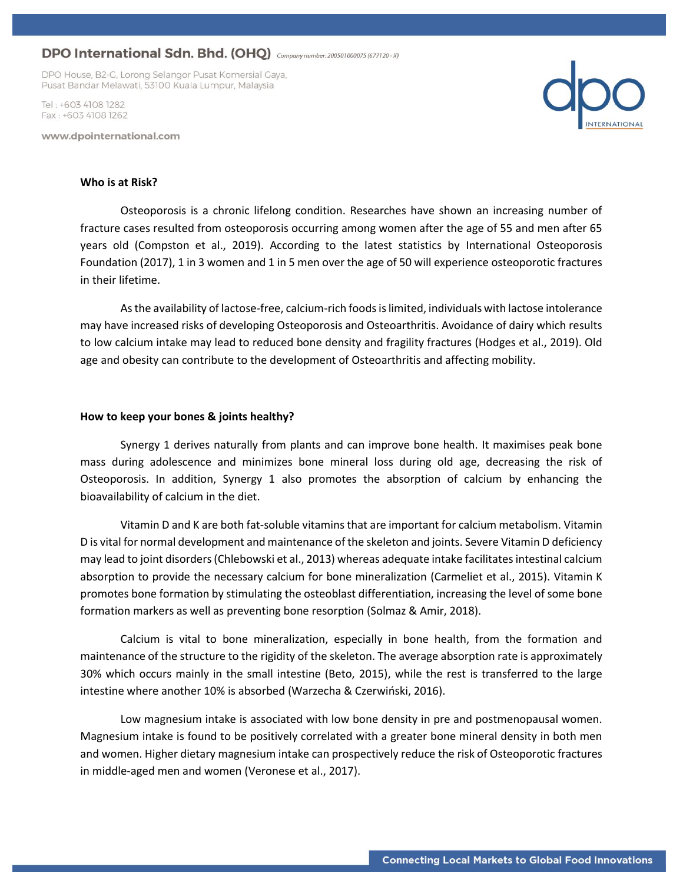**Who is at Risk?**

Osteoporosis is a chronic lifelong condition. Researches have shown an increasing number of fracture cases resulted from osteoporosis occurring among women after the age of 55 and men after 65 years old (Compston et al., 2019). According to the latest statistics by International Osteoporosis Foundation (2017), 1 in 3 women and 1 in 5 men over the age of 50 will experience osteoporotic fractures in their lifetime.

As the availability of lactose-free, calcium-rich foods is limited, individuals with lactose intolerance may have increased risks of developing Osteoporosis and Osteoarthritis. Avoidance of dairy which results to low calcium intake may lead to reduced bone density and fragility fractures (Hodges et al., 2019). Old age and obesity can contribute to the development of Osteoarthritis and affecting mobility.

**How to keep your bones & joints healthy?**

Synergy 1 derives naturally from plants and can improve bone health. It maximises peak bone mass during adolescence and minimizes bone mineral loss during old age, decreasing the risk of Osteoporosis. In addition, Synergy 1 also promotes the absorption of calcium by enhancing the bioavailability of calcium in the diet.

Vitamin D and K are both fat-soluble vitamins that are important for calcium metabolism. Vitamin D is vital for normal development and maintenance of the skeleton and joints. Severe Vitamin D deficiency may lead to joint disorders (Chlebowski et al., 2013) whereas adequate intake facilitates intestinal calcium absorption to provide the necessary calcium for bone mineralization (Carmeliet et al., 2015). Vitamin K promotes bone formation by stimulating the osteoblast differentiation, increasing the level of some bone formation markers as well as preventing bone resorption (Solmaz & Amir, 2018).

Calcium is vital to bone mineralization, especially in bone health, from the formation and maintenance of the structure to the rigidity of the skeleton. The average absorption rate is approximately 30% which occurs mainly in the small intestine (Beto, 2015), while the rest is transferred to the large intestine where another 10% is absorbed (Warzecha & Czerwiński, 2016).

Low magnesium intake is associated with low bone density in pre and postmenopausal women. Magnesium intake is found to be positively correlated with a greater bone mineral density in both men and women. Higher dietary magnesium intake can prospectively reduce the risk of Osteoporotic fractures in middle-aged men and women (Veronese et al., 2017).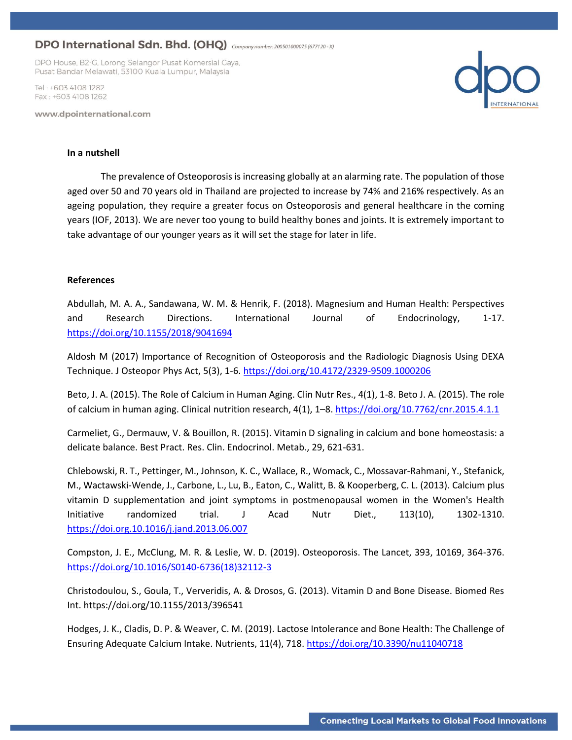**In a nutshell**

The prevalence of Osteoporosis is increasing globally at an alarming rate. The population of those aged over 50 and 70 years old in Thailand are projected to increase by 74% and 216% respectively. As an ageing population, they require a greater focus on Osteoporosis and general healthcare in the coming years (IOF, 2013). We are never too young to build healthy bones and joints. It is extremely important to take advantage of our younger years as it will set the stage for later in life.

**References**

Abdullah, M. A. A., Sandawana, W. M. & Henrik, F. (2018). Magnesium and Human Health: Perspectives and Research Directions. International Journal of Endocrinology, 1-17. https://doi.org/10.1155/2018/9041694

Aldosh M (2017) Importance of Recognition of Osteoporosis and the Radiologic Diagnosis Using DEXA Technique. J Osteopor Phys Act, 5(3), 1-6. https://doi.org/10.4172/2329-9509.1000206

Beto, J. A. (2015). The Role of Calcium in Human Aging. Clin Nutr Res., 4(1), 1-8. Beto J. A. (2015). The role of calcium in human aging. Clinical nutrition research, 4(1), 1–8. https://doi.org/10.7762/cnr.2015.4.1.1

Carmeliet, G., Dermauw, V. & Bouillon, R. (2015). Vitamin D signaling in calcium and bone homeostasis: a delicate balance. Best Pract. Res. Clin. Endocrinol. Metab., 29, 621-631.

Chlebowski, R. T., Pettinger, M., Johnson, K. C., Wallace, R., Womack, C., Mossavar-Rahmani, Y., Stefanick, M., Wactawski-Wende, J., Carbone, L., Lu, B., Eaton, C., Walitt, B. & Kooperberg, C. L. (2013). Calcium plus vitamin D supplementation and joint symptoms in postmenopausal women in the Women's Health Initiative randomized trial. J Acad Nutr Diet., 113(10), 1302-1310. https://doi.org.10.1016/j.jand.2013.06.007

Compston, J. E., McClung, M. R. & Leslie, W. D. (2019). Osteoporosis. The Lancet, 393, 10169, 364-376. https://doi.org/10.1016/S0140-6736(18)32112-3

Christodoulou, S., Goula, T., Ververidis, A. & Drosos, G. (2013). Vitamin D and Bone Disease. Biomed Res Int. https://doi.org/10.1155/2013/396541

Hodges, J. K., Cladis, D. P. & Weaver, C. M. (2019). Lactose Intolerance and Bone Health: The Challenge of Ensuring Adequate Calcium Intake. Nutrients, 11(4), 718. https://doi.org/10.3390/nu11040718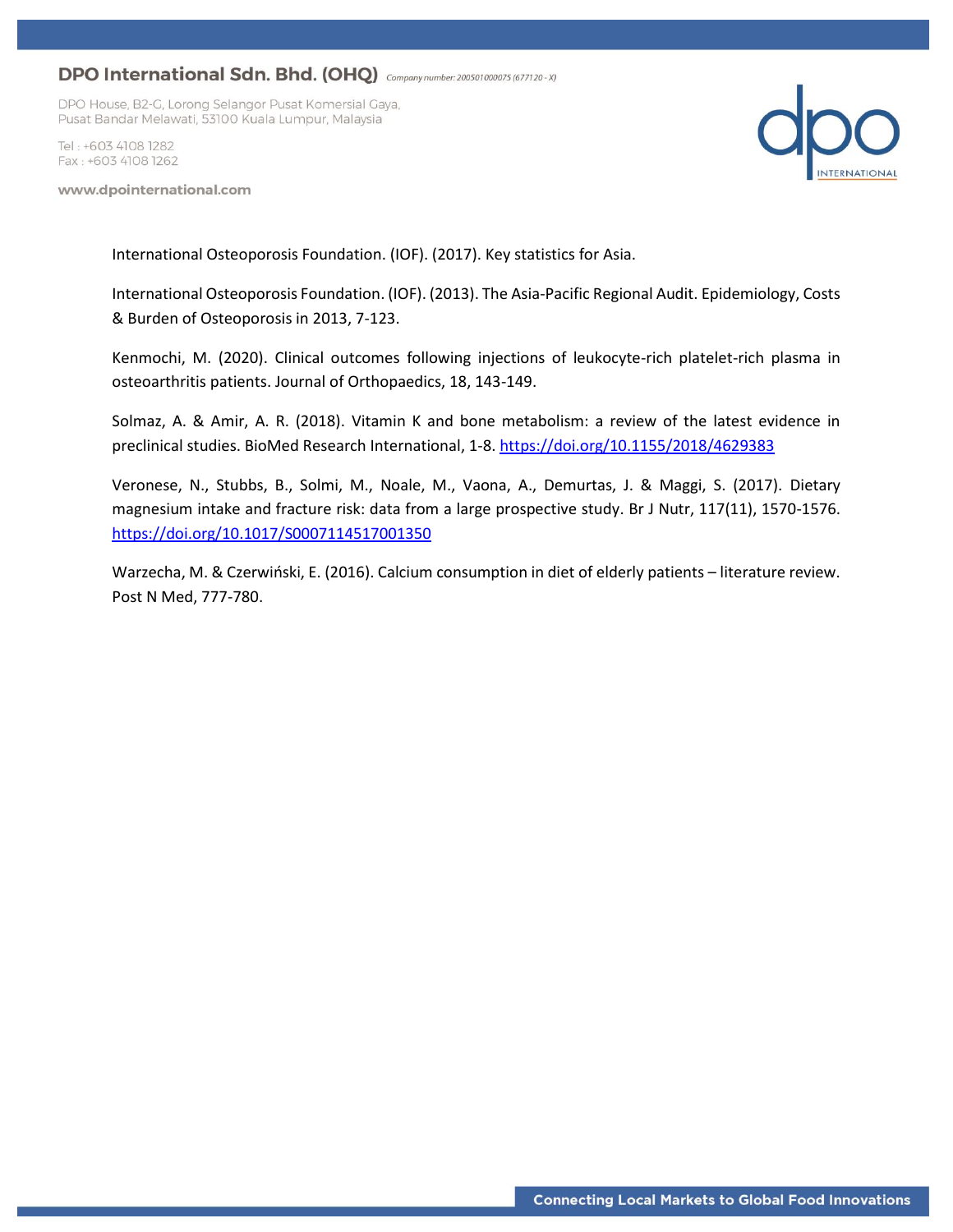International Osteoporosis Foundation. (IOF). (2017). Key statistics for Asia.

International Osteoporosis Foundation. (IOF). (2013). The Asia-Pacific Regional Audit. Epidemiology, Costs & Burden of Osteoporosis in 2013, 7-123.

Kenmochi, M. (2020). Clinical outcomes following injections of leukocyte-rich platelet-rich plasma in osteoarthritis patients. Journal of Orthopaedics, 18, 143-149.

Solmaz, A. & Amir, A. R. (2018). Vitamin K and bone metabolism: a review of the latest evidence in preclinical studies. BioMed Research International, 1-8. https://doi.org/10.1155/2018/4629383

Veronese, N., Stubbs, B., Solmi, M., Noale, M., Vaona, A., Demurtas, J. & Maggi, S. (2017). Dietary magnesium intake and fracture risk: data from a large prospective study. Br J Nutr, 117(11), 1570-1576. https://doi.org/10.1017/S0007114517001350

Warzecha, M. & Czerwiński, E. (2016). Calcium consumption in diet of elderly patients – literature review. Post N Med, 777-780.